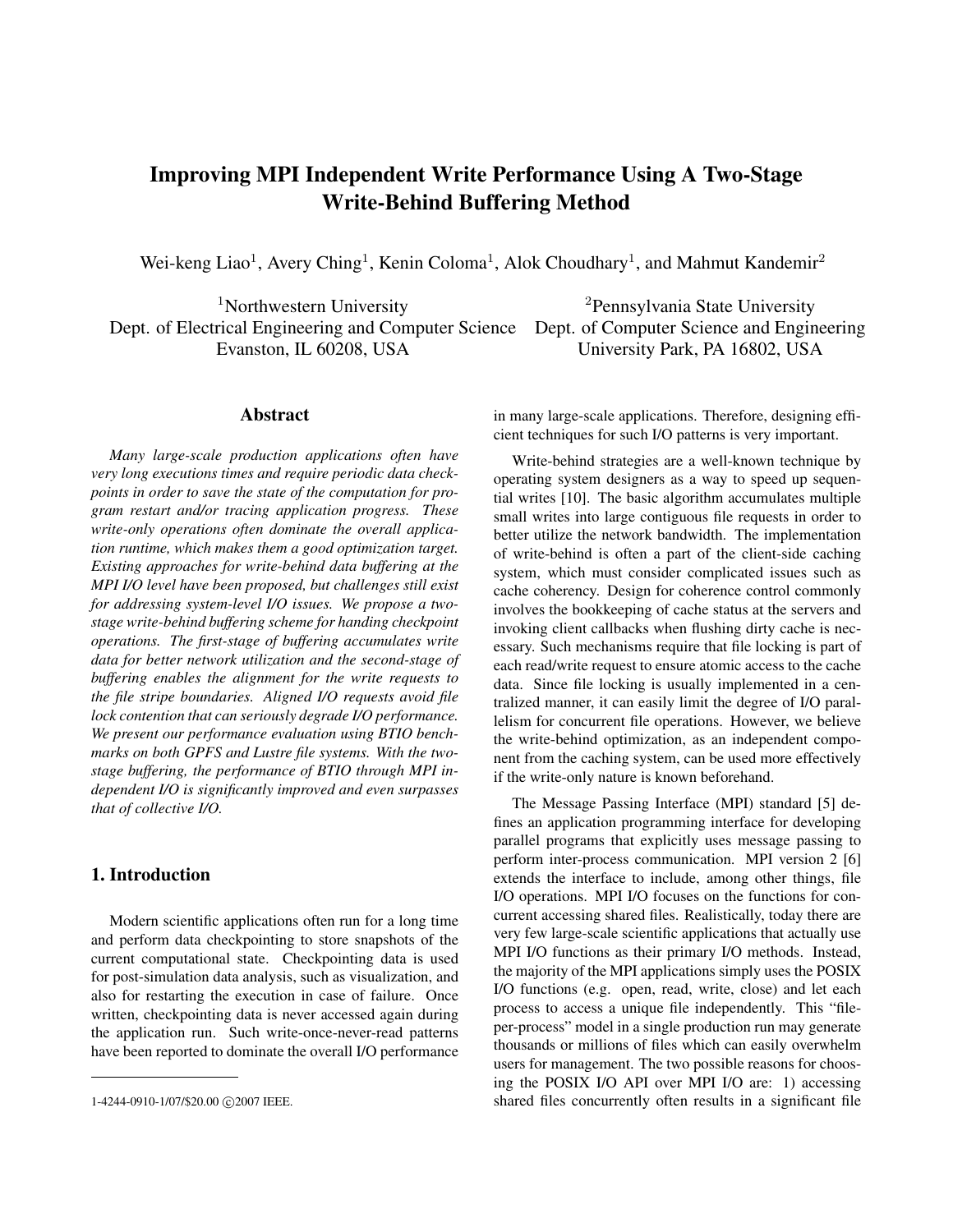# Improving MPI Independent Write Performance Using A Two-Stage Write-Behind Buffering Method

Wei-keng Liao[1], Avery Ching[1], Kenin Coloma[1], Alok Choudhary[1], and Mahmut Kandemir[2]

[1]Northwestern University
Dept. of Electrical Engineering and Computer Science
Evanston, IL 60208, USA

[2]Pennsylvania State University
Dept. of Computer Science and Engineering
University Park, PA 16802, USA

## Abstract

*Many large-scale production applications often have very long executions times and require periodic data checkpoints in order to save the state of the computation for program restart and/or tracing application progress. These write-only operations often dominate the overall application runtime, which makes them a good optimization target. Existing approaches for write-behind data buffering at the MPI I/O level have been proposed, but challenges still exist for addressing system-level I/O issues. We propose a two-stage write-behind buffering scheme for handing checkpoint operations. The first-stage of buffering accumulates write data for better network utilization and the second-stage of buffering enables the alignment for the write requests to the file stripe boundaries. Aligned I/O requests avoid file lock contention that can seriously degrade I/O performance. We present our performance evaluation using BTIO benchmarks on both GPFS and Lustre file systems. With the two-stage buffering, the performance of BTIO through MPI independent I/O is significantly improved and even surpasses that of collective I/O.*

## 1. Introduction

Modern scientific applications often run for a long time and perform data checkpointing to store snapshots of the current computational state. Checkpointing data is used for post-simulation data analysis, such as visualization, and also for restarting the execution in case of failure. Once written, checkpointing data is never accessed again during the application run. Such write-once-never-read patterns have been reported to dominate the overall I/O performance in many large-scale applications. Therefore, designing efficient techniques for such I/O patterns is very important.

Write-behind strategies are a well-known technique by operating system designers as a way to speed up sequential writes [10]. The basic algorithm accumulates multiple small writes into large contiguous file requests in order to better utilize the network bandwidth. The implementation of write-behind is often a part of the client-side caching system, which must consider complicated issues such as cache coherency. Design for coherence control commonly involves the bookkeeping of cache status at the servers and invoking client callbacks when flushing dirty cache is necessary. Such mechanisms require that file locking is part of each read/write request to ensure atomic access to the cache data. Since file locking is usually implemented in a centralized manner, it can easily limit the degree of I/O parallelism for concurrent file operations. However, we believe the write-behind optimization, as an independent component from the caching system, can be used more effectively if the write-only nature is known beforehand.

The Message Passing Interface (MPI) standard [5] defines an application programming interface for developing parallel programs that explicitly uses message passing to perform inter-process communication. MPI version 2 [6] extends the interface to include, among other things, file I/O operations. MPI I/O focuses on the functions for concurrent accessing shared files. Realistically, today there are very few large-scale scientific applications that actually use MPI I/O functions as their primary I/O methods. Instead, the majority of the MPI applications simply uses the POSIX I/O functions (e.g. open, read, write, close) and let each process to access a unique file independently. This "file-per-process" model in a single production run may generate thousands or millions of files which can easily overwhelm users for management. The two possible reasons for choosing the POSIX I/O API over MPI I/O are: 1) accessing shared files concurrently often results in a significant file

1-4244-0910-1/07/$20.00 ©2007 IEEE.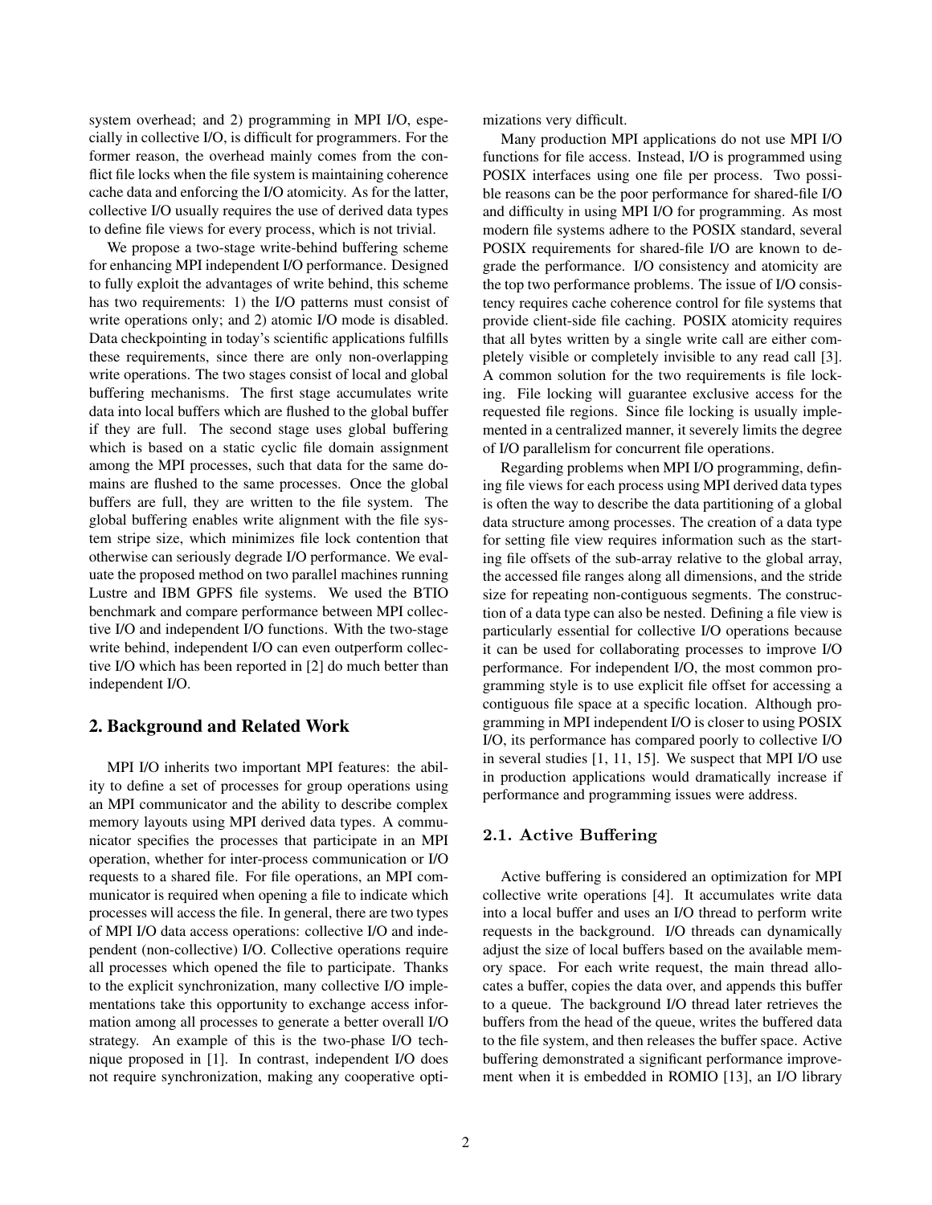system overhead; and 2) programming in MPI I/O, especially in collective I/O, is difficult for programmers. For the former reason, the overhead mainly comes from the conflict file locks when the file system is maintaining coherence cache data and enforcing the I/O atomicity. As for the latter, collective I/O usually requires the use of derived data types to define file views for every process, which is not trivial.

We propose a two-stage write-behind buffering scheme for enhancing MPI independent I/O performance. Designed to fully exploit the advantages of write behind, this scheme has two requirements: 1) the I/O patterns must consist of write operations only; and 2) atomic I/O mode is disabled. Data checkpointing in today's scientific applications fulfills these requirements, since there are only non-overlapping write operations. The two stages consist of local and global buffering mechanisms. The first stage accumulates write data into local buffers which are flushed to the global buffer if they are full. The second stage uses global buffering which is based on a static cyclic file domain assignment among the MPI processes, such that data for the same domains are flushed to the same processes. Once the global buffers are full, they are written to the file system. The global buffering enables write alignment with the file system stripe size, which minimizes file lock contention that otherwise can seriously degrade I/O performance. We evaluate the proposed method on two parallel machines running Lustre and IBM GPFS file systems. We used the BTIO benchmark and compare performance between MPI collective I/O and independent I/O functions. With the two-stage write behind, independent I/O can even outperform collective I/O which has been reported in [2] do much better than independent I/O.

## 2. Background and Related Work

MPI I/O inherits two important MPI features: the ability to define a set of processes for group operations using an MPI communicator and the ability to describe complex memory layouts using MPI derived data types. A communicator specifies the processes that participate in an MPI operation, whether for inter-process communication or I/O requests to a shared file. For file operations, an MPI communicator is required when opening a file to indicate which processes will access the file. In general, there are two types of MPI I/O data access operations: collective I/O and independent (non-collective) I/O. Collective operations require all processes which opened the file to participate. Thanks to the explicit synchronization, many collective I/O implementations take this opportunity to exchange access information among all processes to generate a better overall I/O strategy. An example of this is the two-phase I/O technique proposed in [1]. In contrast, independent I/O does not require synchronization, making any cooperative optimizations very difficult.

Many production MPI applications do not use MPI I/O functions for file access. Instead, I/O is programmed using POSIX interfaces using one file per process. Two possible reasons can be the poor performance for shared-file I/O and difficulty in using MPI I/O for programming. As most modern file systems adhere to the POSIX standard, several POSIX requirements for shared-file I/O are known to degrade the performance. I/O consistency and atomicity are the top two performance problems. The issue of I/O consistency requires cache coherence control for file systems that provide client-side file caching. POSIX atomicity requires that all bytes written by a single write call are either completely visible or completely invisible to any read call [3]. A common solution for the two requirements is file locking. File locking will guarantee exclusive access for the requested file regions. Since file locking is usually implemented in a centralized manner, it severely limits the degree of I/O parallelism for concurrent file operations.

Regarding problems when MPI I/O programming, defining file views for each process using MPI derived data types is often the way to describe the data partitioning of a global data structure among processes. The creation of a data type for setting file view requires information such as the starting file offsets of the sub-array relative to the global array, the accessed file ranges along all dimensions, and the stride size for repeating non-contiguous segments. The construction of a data type can also be nested. Defining a file view is particularly essential for collective I/O operations because it can be used for collaborating processes to improve I/O performance. For independent I/O, the most common programming style is to use explicit file offset for accessing a contiguous file space at a specific location. Although programming in MPI independent I/O is closer to using POSIX I/O, its performance has compared poorly to collective I/O in several studies [1, 11, 15]. We suspect that MPI I/O use in production applications would dramatically increase if performance and programming issues were address.

### 2.1. Active Buffering

Active buffering is considered an optimization for MPI collective write operations [4]. It accumulates write data into a local buffer and uses an I/O thread to perform write requests in the background. I/O threads can dynamically adjust the size of local buffers based on the available memory space. For each write request, the main thread allocates a buffer, copies the data over, and appends this buffer to a queue. The background I/O thread later retrieves the buffers from the head of the queue, writes the buffered data to the file system, and then releases the buffer space. Active buffering demonstrated a significant performance improvement when it is embedded in ROMIO [13], an I/O library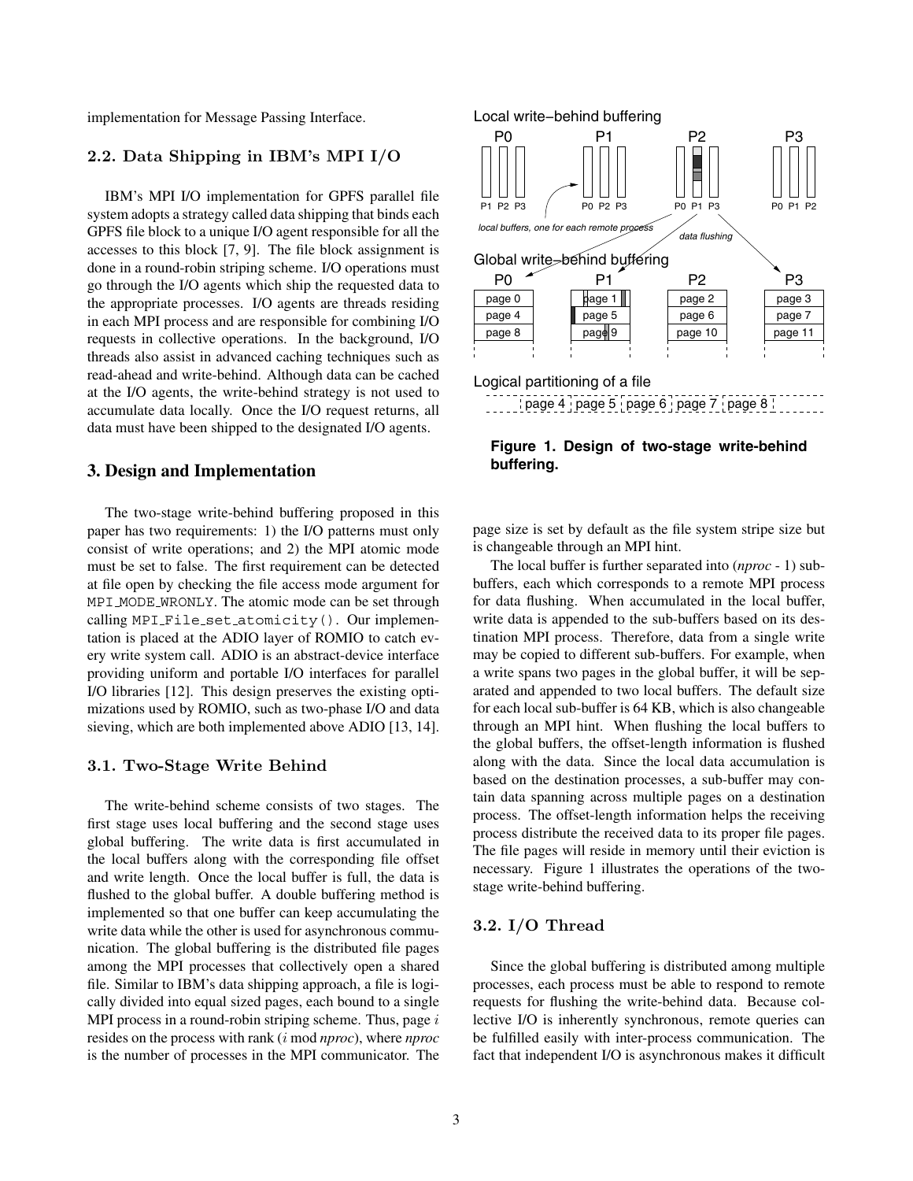implementation for Message Passing Interface.

### 2.2. Data Shipping in IBM's MPI I/O

IBM's MPI I/O implementation for GPFS parallel file system adopts a strategy called data shipping that binds each GPFS file block to a unique I/O agent responsible for all the accesses to this block [7, 9]. The file block assignment is done in a round-robin striping scheme. I/O operations must go through the I/O agents which ship the requested data to the appropriate processes. I/O agents are threads residing in each MPI process and are responsible for combining I/O requests in collective operations. In the background, I/O threads also assist in advanced caching techniques such as read-ahead and write-behind. Although data can be cached at the I/O agents, the write-behind strategy is not used to accumulate data locally. Once the I/O request returns, all data must have been shipped to the designated I/O agents.

## 3. Design and Implementation

The two-stage write-behind buffering proposed in this paper has two requirements: 1) the I/O patterns must only consist of write operations; and 2) the MPI atomic mode must be set to false. The first requirement can be detected at file open by checking the file access mode argument for `MPI_MODE_WRONLY`. The atomic mode can be set through calling `MPI_File_set_atomicity()`. Our implementation is placed at the ADIO layer of ROMIO to catch every write system call. ADIO is an abstract-device interface providing uniform and portable I/O interfaces for parallel I/O libraries [12]. This design preserves the existing optimizations used by ROMIO, such as two-phase I/O and data sieving, which are both implemented above ADIO [13, 14].

### 3.1. Two-Stage Write Behind

The write-behind scheme consists of two stages. The first stage uses local buffering and the second stage uses global buffering. The write data is first accumulated in the local buffers along with the corresponding file offset and write length. Once the local buffer is full, the data is flushed to the global buffer. A double buffering method is implemented so that one buffer can keep accumulating the write data while the other is used for asynchronous communication. The global buffering is the distributed file pages among the MPI processes that collectively open a shared file. Similar to IBM's data shipping approach, a file is logically divided into equal sized pages, each bound to a single MPI process in a round-robin striping scheme. Thus, page $i$ resides on the process with rank ($i$ mod *nproc*), where *nproc* is the number of processes in the MPI communicator. The page size is set by default as the file system stripe size but is changeable through an MPI hint.

**Figure 1. Design of two-stage write-behind buffering.**

The local buffer is further separated into (*nproc* - 1) sub-buffers, each which corresponds to a remote MPI process for data flushing. When accumulated in the local buffer, write data is appended to the sub-buffers based on its destination MPI process. Therefore, data from a single write may be copied to different sub-buffers. For example, when a write spans two pages in the global buffer, it will be separated and appended to two local buffers. The default size for each local sub-buffer is 64 KB, which is also changeable through an MPI hint. When flushing the local buffers to the global buffers, the offset-length information is flushed along with the data. Since the local data accumulation is based on the destination processes, a sub-buffer may contain data spanning across multiple pages on a destination process. The offset-length information helps the receiving process distribute the received data to its proper file pages. The file pages will reside in memory until their eviction is necessary. Figure 1 illustrates the operations of the two-stage write-behind buffering.

### 3.2. I/O Thread

Since the global buffering is distributed among multiple processes, each process must be able to respond to remote requests for flushing the write-behind data. Because collective I/O is inherently synchronous, remote queries can be fulfilled easily with inter-process communication. The fact that independent I/O is asynchronous makes it difficult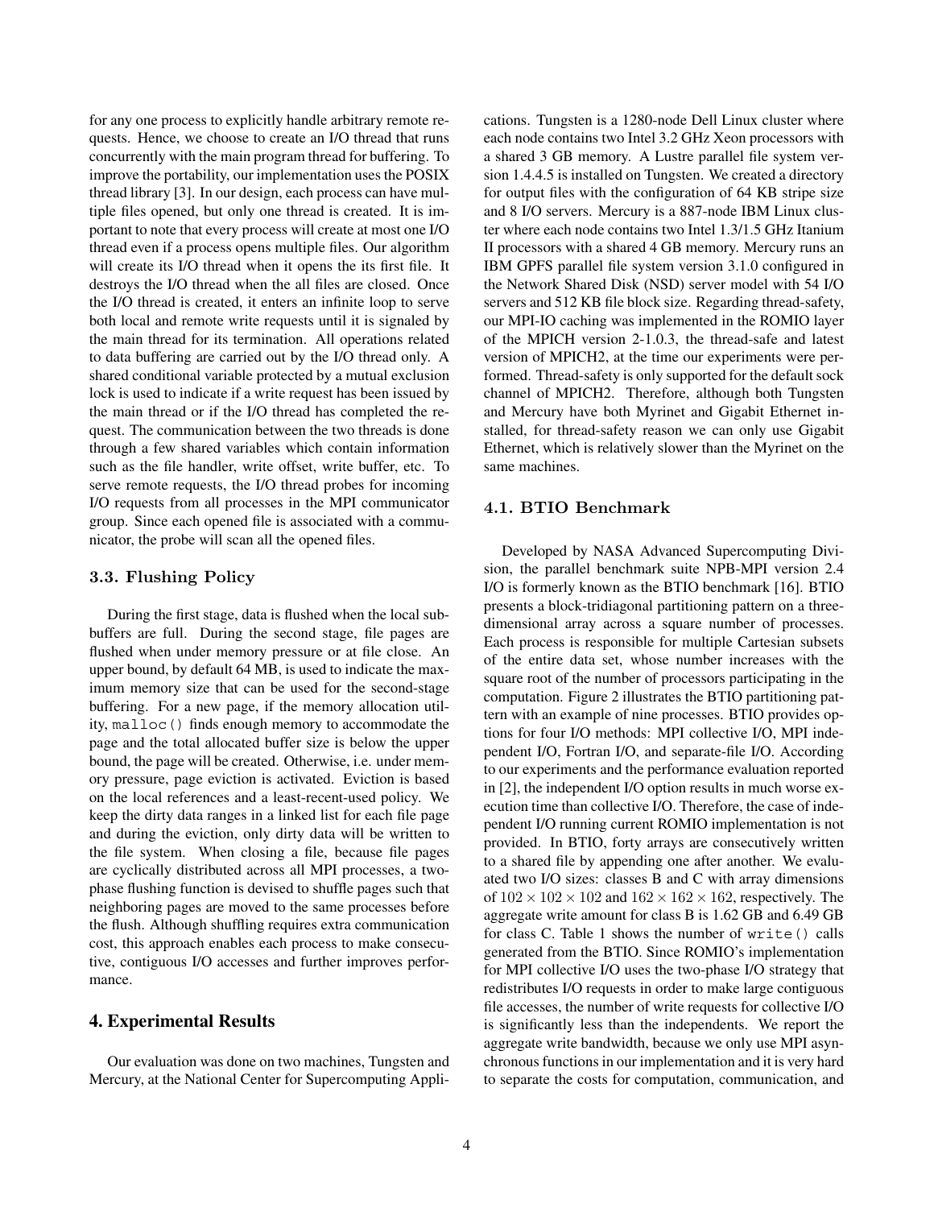for any one process to explicitly handle arbitrary remote requests. Hence, we choose to create an I/O thread that runs concurrently with the main program thread for buffering. To improve the portability, our implementation uses the POSIX thread library [3]. In our design, each process can have multiple files opened, but only one thread is created. It is important to note that every process will create at most one I/O thread even if a process opens multiple files. Our algorithm will create its I/O thread when it opens the its first file. It destroys the I/O thread when the all files are closed. Once the I/O thread is created, it enters an infinite loop to serve both local and remote write requests until it is signaled by the main thread for its termination. All operations related to data buffering are carried out by the I/O thread only. A shared conditional variable protected by a mutual exclusion lock is used to indicate if a write request has been issued by the main thread or if the I/O thread has completed the request. The communication between the two threads is done through a few shared variables which contain information such as the file handler, write offset, write buffer, etc. To serve remote requests, the I/O thread probes for incoming I/O requests from all processes in the MPI communicator group. Since each opened file is associated with a communicator, the probe will scan all the opened files.

### 3.3. Flushing Policy

During the first stage, data is flushed when the local sub-buffers are full. During the second stage, file pages are flushed when under memory pressure or at file close. An upper bound, by default 64 MB, is used to indicate the maximum memory size that can be used for the second-stage buffering. For a new page, if the memory allocation utility, `malloc()` finds enough memory to accommodate the page and the total allocated buffer size is below the upper bound, the page will be created. Otherwise, i.e. under memory pressure, page eviction is activated. Eviction is based on the local references and a least-recent-used policy. We keep the dirty data ranges in a linked list for each file page and during the eviction, only dirty data will be written to the file system. When closing a file, because file pages are cyclically distributed across all MPI processes, a two-phase flushing function is devised to shuffle pages such that neighboring pages are moved to the same processes before the flush. Although shuffling requires extra communication cost, this approach enables each process to make consecutive, contiguous I/O accesses and further improves performance.

## 4. Experimental Results

Our evaluation was done on two machines, Tungsten and Mercury, at the National Center for Supercomputing Applications. Tungsten is a 1280-node Dell Linux cluster where each node contains two Intel 3.2 GHz Xeon processors with a shared 3 GB memory. A Lustre parallel file system version 1.4.4.5 is installed on Tungsten. We created a directory for output files with the configuration of 64 KB stripe size and 8 I/O servers. Mercury is a 887-node IBM Linux cluster where each node contains two Intel 1.3/1.5 GHz Itanium II processors with a shared 4 GB memory. Mercury runs an IBM GPFS parallel file system version 3.1.0 configured in the Network Shared Disk (NSD) server model with 54 I/O servers and 512 KB file block size. Regarding thread-safety, our MPI-IO caching was implemented in the ROMIO layer of the MPICH version 2-1.0.3, the thread-safe and latest version of MPICH2, at the time our experiments were performed. Thread-safety is only supported for the default sock channel of MPICH2. Therefore, although both Tungsten and Mercury have both Myrinet and Gigabit Ethernet installed, for thread-safety reason we can only use Gigabit Ethernet, which is relatively slower than the Myrinet on the same machines.

### 4.1. BTIO Benchmark

Developed by NASA Advanced Supercomputing Division, the parallel benchmark suite NPB-MPI version 2.4 I/O is formerly known as the BTIO benchmark [16]. BTIO presents a block-tridiagonal partitioning pattern on a three-dimensional array across a square number of processes. Each process is responsible for multiple Cartesian subsets of the entire data set, whose number increases with the square root of the number of processors participating in the computation. Figure 2 illustrates the BTIO partitioning pattern with an example of nine processes. BTIO provides options for four I/O methods: MPI collective I/O, MPI independent I/O, Fortran I/O, and separate-file I/O. According to our experiments and the performance evaluation reported in [2], the independent I/O option results in much worse execution time than collective I/O. Therefore, the case of independent I/O running current ROMIO implementation is not provided. In BTIO, forty arrays are consecutively written to a shared file by appending one after another. We evaluated two I/O sizes: classes B and C with array dimensions of $102 \times 102 \times 102$ and $162 \times 162 \times 162$, respectively. The aggregate write amount for class B is 1.62 GB and 6.49 GB for class C. Table 1 shows the number of `write()` calls generated from the BTIO. Since ROMIO's implementation for MPI collective I/O uses the two-phase I/O strategy that redistributes I/O requests in order to make large contiguous file accesses, the number of write requests for collective I/O is significantly less than the independents. We report the aggregate write bandwidth, because we only use MPI asynchronous functions in our implementation and it is very hard to separate the costs for computation, communication, and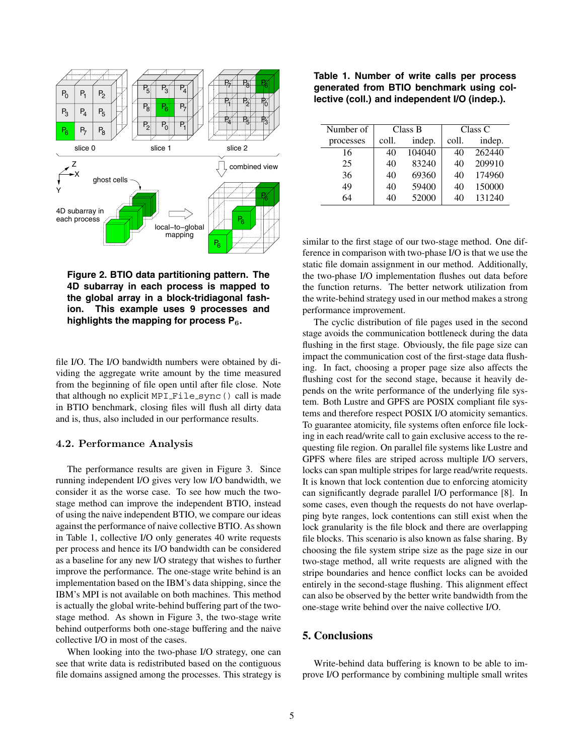Figure 2. BTIO data partitioning pattern. The 4D subarray in each process is mapped to the global array in a block-tridiagonal fashion. This example uses 9 processes and highlights the mapping for process $P_6$.

file I/O. The I/O bandwidth numbers were obtained by dividing the aggregate write amount by the time measured from the beginning of file open until after file close. Note that although no explicit `MPI_File_sync()` call is made in BTIO benchmark, closing files will flush all dirty data and is, thus, also included in our performance results.

### 4.2. Performance Analysis

The performance results are given in Figure 3. Since running independent I/O gives very low I/O bandwidth, we consider it as the worse case. To see how much the two-stage method can improve the independent BTIO, instead of using the naive independent BTIO, we compare our ideas against the performance of naive collective BTIO. As shown in Table 1, collective I/O only generates 40 write requests per process and hence its I/O bandwidth can be considered as a baseline for any new I/O strategy that wishes to further improve the performance. The one-stage write behind is an implementation based on the IBM's data shipping, since the IBM's MPI is not available on both machines. This method is actually the global write-behind buffering part of the two-stage method. As shown in Figure 3, the two-stage write behind outperforms both one-stage buffering and the naive collective I/O in most of the cases.

When looking into the two-phase I/O strategy, one can see that write data is redistributed based on the contiguous file domains assigned among the processes. This strategy is similar to the first stage of our two-stage method. One difference in comparison with two-phase I/O is that we use the static file domain assignment in our method. Additionally, the two-phase I/O implementation flushes out data before the function returns. The better network utilization from the write-behind strategy used in our method makes a strong performance improvement.

**Table 1. Number of write calls per process generated from BTIO benchmark using collective (coll.) and independent I/O (indep.).**

| Number of processes | Class B coll. | Class B indep. | Class C coll. | Class C indep. |
|---|---|---|---|---|
| 16 | 40 | 104040 | 40 | 262440 |
| 25 | 40 | 83240 | 40 | 209910 |
| 36 | 40 | 69360 | 40 | 174960 |
| 49 | 40 | 59400 | 40 | 150000 |
| 64 | 40 | 52000 | 40 | 131240 |

The cyclic distribution of file pages used in the second stage avoids the communication bottleneck during the data flushing in the first stage. Obviously, the file page size can impact the communication cost of the first-stage data flushing. In fact, choosing a proper page size also affects the flushing cost for the second stage, because it heavily depends on the write performance of the underlying file system. Both Lustre and GPFS are POSIX compliant file systems and therefore respect POSIX I/O atomicity semantics. To guarantee atomicity, file systems often enforce file locking in each read/write call to gain exclusive access to the requesting file region. On parallel file systems like Lustre and GPFS where files are striped across multiple I/O servers, locks can span multiple stripes for large read/write requests. It is known that lock contention due to enforcing atomicity can significantly degrade parallel I/O performance [8]. In some cases, even though the requests do not have overlapping byte ranges, lock contentions can still exist when the lock granularity is the file block and there are overlapping file blocks. This scenario is also known as false sharing. By choosing the file system stripe size as the page size in our two-stage method, all write requests are aligned with the stripe boundaries and hence conflict locks can be avoided entirely in the second-stage flushing. This alignment effect can also be observed by the better write bandwidth from the one-stage write behind over the naive collective I/O.

## 5. Conclusions

Write-behind data buffering is known to be able to improve I/O performance by combining multiple small writes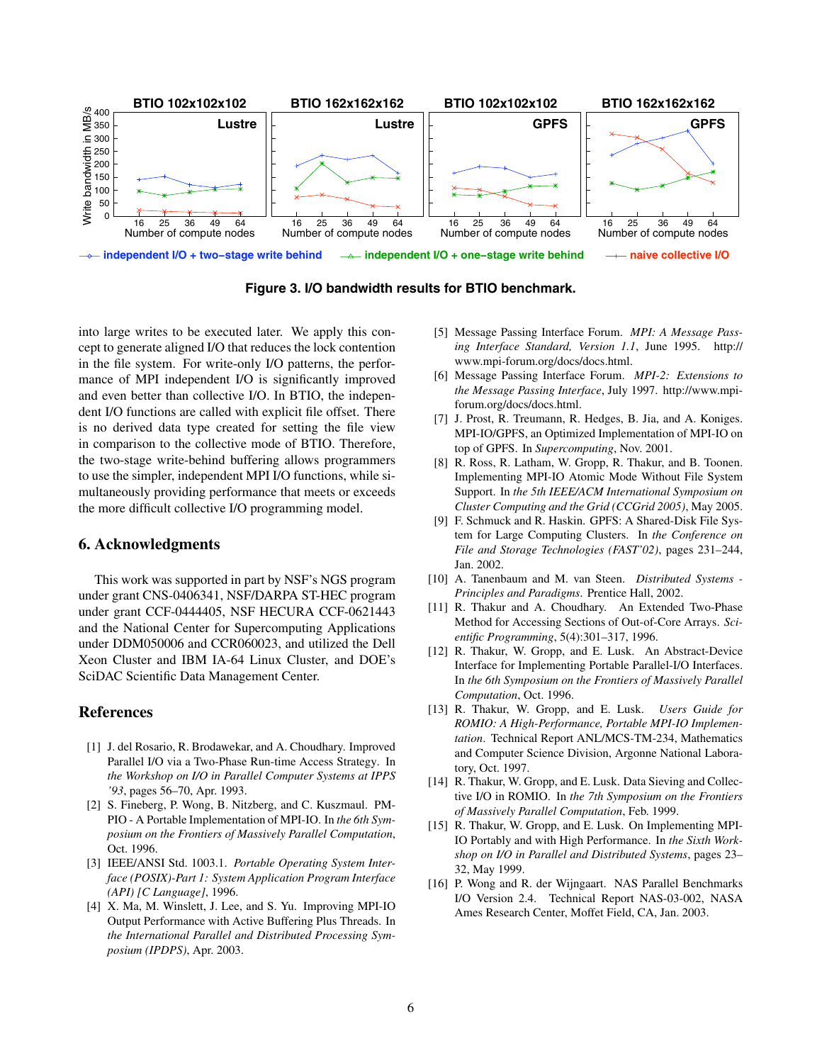BTIO 102x102x102
Lustre

BTIO 162x162x162
Lustre

BTIO 102x102x102
GPFS

BTIO 162x162x162
GPFS

Write bandwidth in MB/s
400
350
300
250
200
150
100
50
0

16 25 36 49 64
Number of compute nodes

independent I/O + two–stage write behind
independent I/O + one–stage write behind
naive collective I/O

**Figure 3. I/O bandwidth results for BTIO benchmark.**

into large writes to be executed later. We apply this concept to generate aligned I/O that reduces the lock contention in the file system. For write-only I/O patterns, the performance of MPI independent I/O is significantly improved and even better than collective I/O. In BTIO, the independent I/O functions are called with explicit file offset. There is no derived data type created for setting the file view in comparison to the collective mode of BTIO. Therefore, the two-stage write-behind buffering allows programmers to use the simpler, independent MPI I/O functions, while simultaneously providing performance that meets or exceeds the more difficult collective I/O programming model.

## 6. Acknowledgments

This work was supported in part by NSF's NGS program under grant CNS-0406341, NSF/DARPA ST-HEC program under grant CCF-0444405, NSF HECURA CCF-0621443 and the National Center for Supercomputing Applications under DDM050006 and CCR060023, and utilized the Dell Xeon Cluster and IBM IA-64 Linux Cluster, and DOE's SciDAC Scientific Data Management Center.

## References

[1] J. del Rosario, R. Brodawekar, and A. Choudhary. Improved Parallel I/O via a Two-Phase Run-time Access Strategy. In *the Workshop on I/O in Parallel Computer Systems at IPPS '93*, pages 56–70, Apr. 1993.

[2] S. Fineberg, P. Wong, B. Nitzberg, and C. Kuszmaul. PMPIO - A Portable Implementation of MPI-IO. In *the 6th Symposium on the Frontiers of Massively Parallel Computation*, Oct. 1996.

[3] IEEE/ANSI Std. 1003.1. *Portable Operating System Interface (POSIX)-Part 1: System Application Program Interface (API) [C Language]*, 1996.

[4] X. Ma, M. Winslett, J. Lee, and S. Yu. Improving MPI-IO Output Performance with Active Buffering Plus Threads. In *the International Parallel and Distributed Processing Symposium (IPDPS)*, Apr. 2003.

[5] Message Passing Interface Forum. *MPI: A Message Passing Interface Standard, Version 1.1*, June 1995. http://www.mpi-forum.org/docs/docs.html.

[6] Message Passing Interface Forum. *MPI-2: Extensions to the Message Passing Interface*, July 1997. http://www.mpi-forum.org/docs/docs.html.

[7] J. Prost, R. Treumann, R. Hedges, B. Jia, and A. Koniges. MPI-IO/GPFS, an Optimized Implementation of MPI-IO on top of GPFS. In *Supercomputing*, Nov. 2001.

[8] R. Ross, R. Latham, W. Gropp, R. Thakur, and B. Toonen. Implementing MPI-IO Atomic Mode Without File System Support. In *the 5th IEEE/ACM International Symposium on Cluster Computing and the Grid (CCGrid 2005)*, May 2005.

[9] F. Schmuck and R. Haskin. GPFS: A Shared-Disk File System for Large Computing Clusters. In *the Conference on File and Storage Technologies (FAST'02)*, pages 231–244, Jan. 2002.

[10] A. Tanenbaum and M. van Steen. *Distributed Systems - Principles and Paradigms*. Prentice Hall, 2002.

[11] R. Thakur and A. Choudhary. An Extended Two-Phase Method for Accessing Sections of Out-of-Core Arrays. *Scientific Programming*, 5(4):301–317, 1996.

[12] R. Thakur, W. Gropp, and E. Lusk. An Abstract-Device Interface for Implementing Portable Parallel-I/O Interfaces. In *the 6th Symposium on the Frontiers of Massively Parallel Computation*, Oct. 1996.

[13] R. Thakur, W. Gropp, and E. Lusk. *Users Guide for ROMIO: A High-Performance, Portable MPI-IO Implementation*. Technical Report ANL/MCS-TM-234, Mathematics and Computer Science Division, Argonne National Laboratory, Oct. 1997.

[14] R. Thakur, W. Gropp, and E. Lusk. Data Sieving and Collective I/O in ROMIO. In *the 7th Symposium on the Frontiers of Massively Parallel Computation*, Feb. 1999.

[15] R. Thakur, W. Gropp, and E. Lusk. On Implementing MPI-IO Portably and with High Performance. In *the Sixth Workshop on I/O in Parallel and Distributed Systems*, pages 23–32, May 1999.

[16] P. Wong and R. der Wijngaart. NAS Parallel Benchmarks I/O Version 2.4. Technical Report NAS-03-002, NASA Ames Research Center, Moffet Field, CA, Jan. 2003.